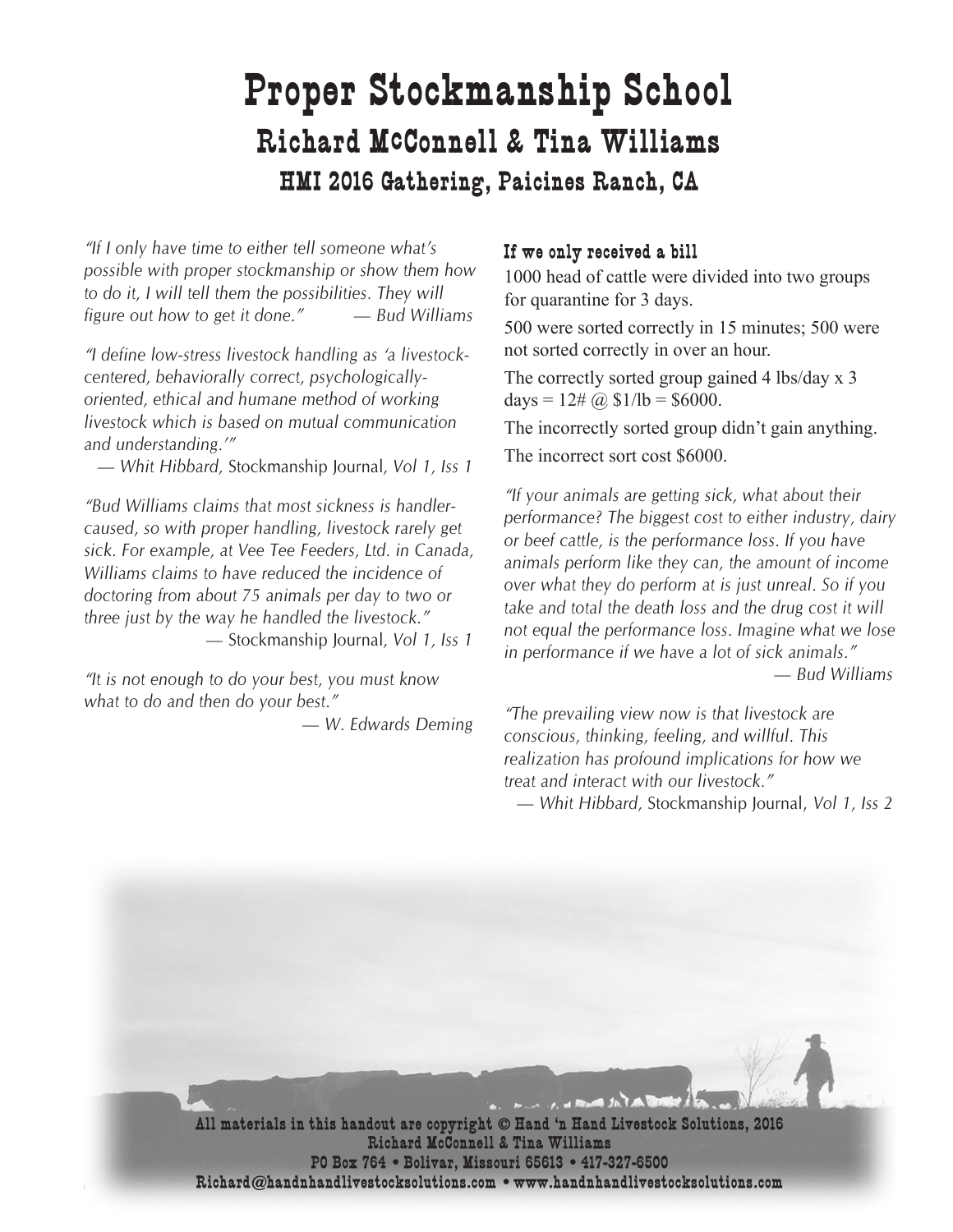# Proper Stockmanship School

## Richard McConnell & Tina Williams

### HMI 2016 Gathering, Paicines Ranch, CA

*"If I only have time to either tell someone what's possible with proper stockmanship or show them how to do it, I will tell them the possibilities. They will figure out how to get it done."* — *Bud Williams*

*"I define low-stress livestock handling as 'a livestock-centered, behaviorally correct, psychologically-oriented, ethical and humane method of working livestock which is based on mutual communication and understanding.'"*
— *Whit Hibbard,* Stockmanship Journal, *Vol 1, Iss 1*

*"Bud Williams claims that most sickness is handler-caused, so with proper handling, livestock rarely get sick. For example, at Vee Tee Feeders, Ltd. in Canada, Williams claims to have reduced the incidence of doctoring from about 75 animals per day to two or three just by the way he handled the livestock."*
— Stockmanship Journal, *Vol 1, Iss 1*

*"It is not enough to do your best, you must know what to do and then do your best."*
— *W. Edwards Deming*

#### If we only received a bill

1000 head of cattle were divided into two groups for quarantine for 3 days.

500 were sorted correctly in 15 minutes; 500 were not sorted correctly in over an hour.

The correctly sorted group gained 4 lbs/day x 3 days = 12# @ $1/lb = $6000.

The incorrectly sorted group didn't gain anything.

The incorrect sort cost $6000.

*"If your animals are getting sick, what about their performance? The biggest cost to either industry, dairy or beef cattle, is the performance loss. If you have animals perform like they can, the amount of income over what they do perform at is just unreal. So if you take and total the death loss and the drug cost it will not equal the performance loss. Imagine what we lose in performance if we have a lot of sick animals."*
— *Bud Williams*

*"The prevailing view now is that livestock are conscious, thinking, feeling, and willful. This realization has profound implications for how we treat and interact with our livestock."*
— *Whit Hibbard,* Stockmanship Journal, *Vol 1, Iss 2*

**All materials in this handout are copyright © Hand 'n Hand Livestock Solutions, 2016**
**Richard McConnell & Tina Williams**
**PO Box 764 • Bolivar, Missouri 65613 • 417-327-6500**
**Richard@handnhandlivestocksolutions.com • www.handnhandlivestocksolutions.com**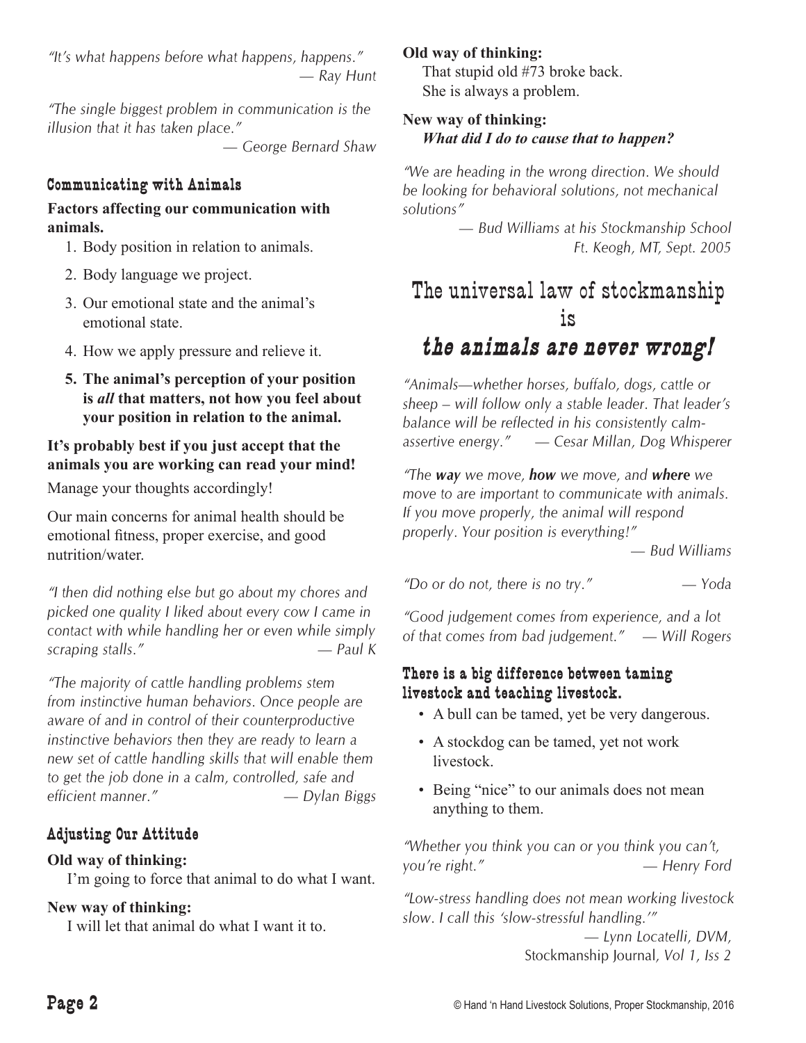*"It's what happens before what happens, happens."*
*— Ray Hunt*

*"The single biggest problem in communication is the illusion that it has taken place."*
*— George Bernard Shaw*

### Communicating with Animals

**Factors affecting our communication with animals.**

1. Body position in relation to animals.
2. Body language we project.
3. Our emotional state and the animal's emotional state.
4. How we apply pressure and relieve it.
5. **The animal's perception of your position is *all* that matters, not how you feel about your position in relation to the animal.**

**It's probably best if you just accept that the animals you are working can read your mind!**

Manage your thoughts accordingly!

Our main concerns for animal health should be emotional fitness, proper exercise, and good nutrition/water.

*"I then did nothing else but go about my chores and picked one quality I liked about every cow I came in contact with while handling her or even while simply scraping stalls."* *— Paul K*

*"The majority of cattle handling problems stem from instinctive human behaviors. Once people are aware of and in control of their counterproductive instinctive behaviors then they are ready to learn a new set of cattle handling skills that will enable them to get the job done in a calm, controlled, safe and efficient manner."* *— Dylan Biggs*

### Adjusting Our Attitude

**Old way of thinking:**
I'm going to force that animal to do what I want.

**New way of thinking:**
I will let that animal do what I want it to.

**Old way of thinking:**
That stupid old #73 broke back.
She is always a problem.

**New way of thinking:**
***What did I do to cause that to happen?***

*"We are heading in the wrong direction. We should be looking for behavioral solutions, not mechanical solutions"*
*— Bud Williams at his Stockmanship School Ft. Keogh, MT, Sept. 2005*

## The universal law of stockmanship is *the animals are never wrong!*

*"Animals—whether horses, buffalo, dogs, cattle or sheep – will follow only a stable leader. That leader's balance will be reflected in his consistently calm-assertive energy."* *— Cesar Millan, Dog Whisperer*

*"The **way** we move, **how** we move, and **where** we move to are important to communicate with animals. If you move properly, the animal will respond properly. Your position is everything!"*
*— Bud Williams*

*"Do or do not, there is no try."* *— Yoda*

*"Good judgement comes from experience, and a lot of that comes from bad judgement."* *— Will Rogers*

### There is a big difference between taming livestock and teaching livestock.

- A bull can be tamed, yet be very dangerous.
- A stockdog can be tamed, yet not work livestock.
- Being "nice" to our animals does not mean anything to them.

*"Whether you think you can or you think you can't, you're right."* *— Henry Ford*

*"Low-stress handling does not mean working livestock slow. I call this 'slow-stressful handling.'"*
*— Lynn Locatelli, DVM,*
Stockmanship Journal, *Vol 1, Iss 2*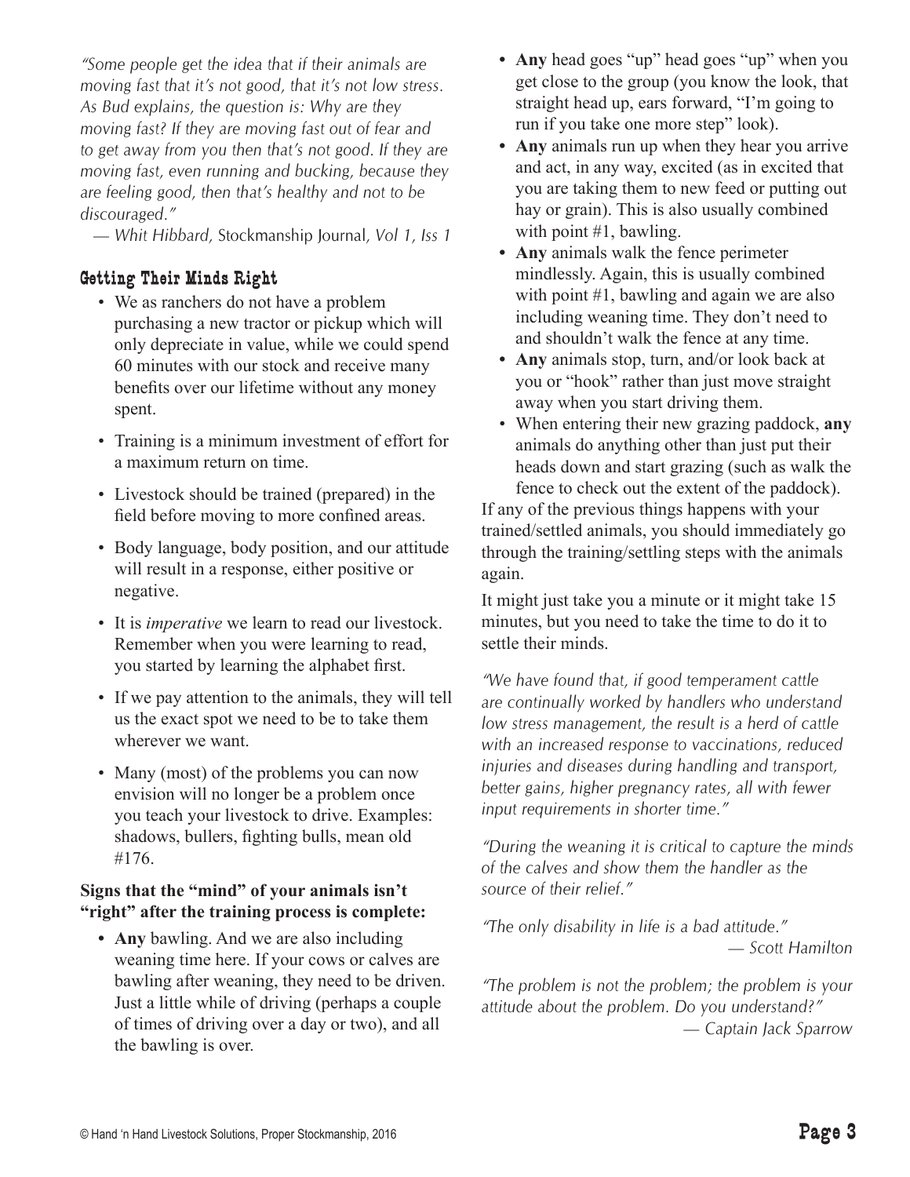*"Some people get the idea that if their animals are moving fast that it's not good, that it's not low stress. As Bud explains, the question is: Why are they moving fast? If they are moving fast out of fear and to get away from you then that's not good. If they are moving fast, even running and bucking, because they are feeling good, then that's healthy and not to be discouraged."*

— *Whit Hibbard,* Stockmanship Journal*, Vol 1, Iss 1*

## Getting Their Minds Right

- We as ranchers do not have a problem purchasing a new tractor or pickup which will only depreciate in value, while we could spend 60 minutes with our stock and receive many benefits over our lifetime without any money spent.
- Training is a minimum investment of effort for a maximum return on time.
- Livestock should be trained (prepared) in the field before moving to more confined areas.
- Body language, body position, and our attitude will result in a response, either positive or negative.
- It is *imperative* we learn to read our livestock. Remember when you were learning to read, you started by learning the alphabet first.
- If we pay attention to the animals, they will tell us the exact spot we need to be to take them wherever we want.
- Many (most) of the problems you can now envision will no longer be a problem once you teach your livestock to drive. Examples: shadows, bullers, fighting bulls, mean old #176.

**Signs that the "mind" of your animals isn't "right" after the training process is complete:**

- **Any** bawling. And we are also including weaning time here. If your cows or calves are bawling after weaning, they need to be driven. Just a little while of driving (perhaps a couple of times of driving over a day or two), and all the bawling is over.
- **Any** head goes "up" head goes "up" when you get close to the group (you know the look, that straight head up, ears forward, "I'm going to run if you take one more step" look).
- **Any** animals run up when they hear you arrive and act, in any way, excited (as in excited that you are taking them to new feed or putting out hay or grain). This is also usually combined with point #1, bawling.
- **Any** animals walk the fence perimeter mindlessly. Again, this is usually combined with point #1, bawling and again we are also including weaning time. They don't need to and shouldn't walk the fence at any time.
- **Any** animals stop, turn, and/or look back at you or "hook" rather than just move straight away when you start driving them.
- When entering their new grazing paddock, **any** animals do anything other than just put their heads down and start grazing (such as walk the fence to check out the extent of the paddock).

If any of the previous things happens with your trained/settled animals, you should immediately go through the training/settling steps with the animals again.

It might just take you a minute or it might take 15 minutes, but you need to take the time to do it to settle their minds.

*"We have found that, if good temperament cattle are continually worked by handlers who understand low stress management, the result is a herd of cattle with an increased response to vaccinations, reduced injuries and diseases during handling and transport, better gains, higher pregnancy rates, all with fewer input requirements in shorter time."*

*"During the weaning it is critical to capture the minds of the calves and show them the handler as the source of their relief."*

*"The only disability in life is a bad attitude."*
— *Scott Hamilton*

*"The problem is not the problem; the problem is your attitude about the problem. Do you understand?"*
— *Captain Jack Sparrow*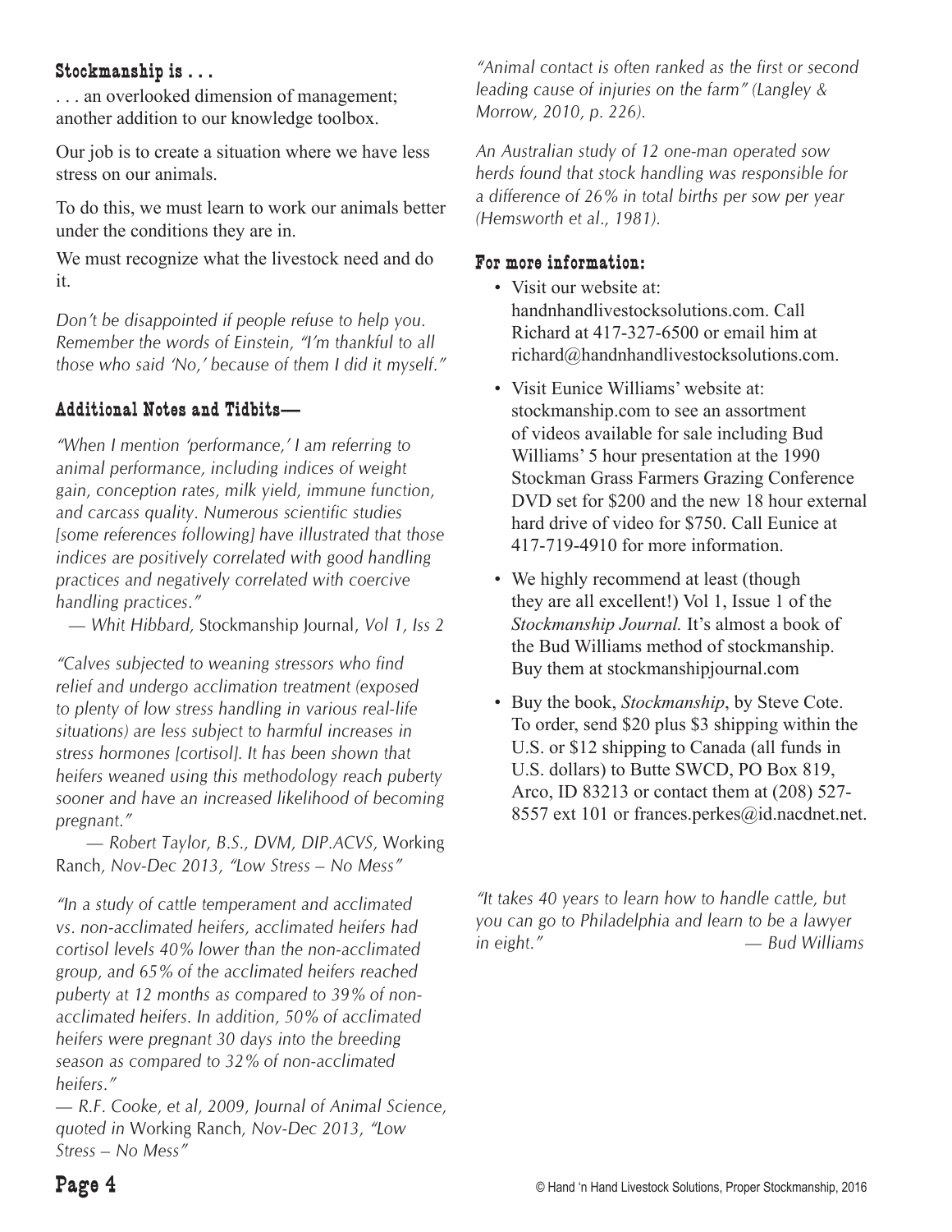### Stockmanship is . . .

. . . an overlooked dimension of management; another addition to our knowledge toolbox.

Our job is to create a situation where we have less stress on our animals.

To do this, we must learn to work our animals better under the conditions they are in.

We must recognize what the livestock need and do it.

*Don't be disappointed if people refuse to help you. Remember the words of Einstein, "I'm thankful to all those who said 'No,' because of them I did it myself."*

### Additional Notes and Tidbits—

*"When I mention 'performance,' I am referring to animal performance, including indices of weight gain, conception rates, milk yield, immune function, and carcass quality. Numerous scientific studies [some references following] have illustrated that those indices are positively correlated with good handling practices and negatively correlated with coercive handling practices."*

*— Whit Hibbard,* Stockmanship Journal, *Vol 1, Iss 2*

*"Calves subjected to weaning stressors who find relief and undergo acclimation treatment (exposed to plenty of low stress handling in various real-life situations) are less subject to harmful increases in stress hormones [cortisol]. It has been shown that heifers weaned using this methodology reach puberty sooner and have an increased likelihood of becoming pregnant."*

*— Robert Taylor, B.S., DVM, DIP.ACVS,* Working Ranch, *Nov-Dec 2013, "Low Stress – No Mess"*

*"In a study of cattle temperament and acclimated vs. non-acclimated heifers, acclimated heifers had cortisol levels 40% lower than the non-acclimated group, and 65% of the acclimated heifers reached puberty at 12 months as compared to 39% of non-acclimated heifers. In addition, 50% of acclimated heifers were pregnant 30 days into the breeding season as compared to 32% of non-acclimated heifers."*

*— R.F. Cooke, et al, 2009, Journal of Animal Science, quoted in* Working Ranch, *Nov-Dec 2013, "Low Stress – No Mess"*

*"Animal contact is often ranked as the first or second leading cause of injuries on the farm" (Langley & Morrow, 2010, p. 226).*

*An Australian study of 12 one-man operated sow herds found that stock handling was responsible for a difference of 26% in total births per sow per year (Hemsworth et al., 1981).*

### For more information:

- Visit our website at: handnhandlivestocksolutions.com. Call Richard at 417-327-6500 or email him at richard@handnhandlivestocksolutions.com.
- Visit Eunice Williams' website at: stockmanship.com to see an assortment of videos available for sale including Bud Williams' 5 hour presentation at the 1990 Stockman Grass Farmers Grazing Conference DVD set for $200 and the new 18 hour external hard drive of video for $750. Call Eunice at 417-719-4910 for more information.
- We highly recommend at least (though they are all excellent!) Vol 1, Issue 1 of the *Stockmanship Journal.* It's almost a book of the Bud Williams method of stockmanship. Buy them at stockmanshipjournal.com
- Buy the book, *Stockmanship*, by Steve Cote. To order, send $20 plus $3 shipping within the U.S. or $12 shipping to Canada (all funds in U.S. dollars) to Butte SWCD, PO Box 819, Arco, ID 83213 or contact them at (208) 527-8557 ext 101 or frances.perkes@id.nacdnet.net.

*"It takes 40 years to learn how to handle cattle, but you can go to Philadelphia and learn to be a lawyer in eight." — Bud Williams*

© Hand 'n Hand Livestock Solutions, Proper Stockmanship, 2016